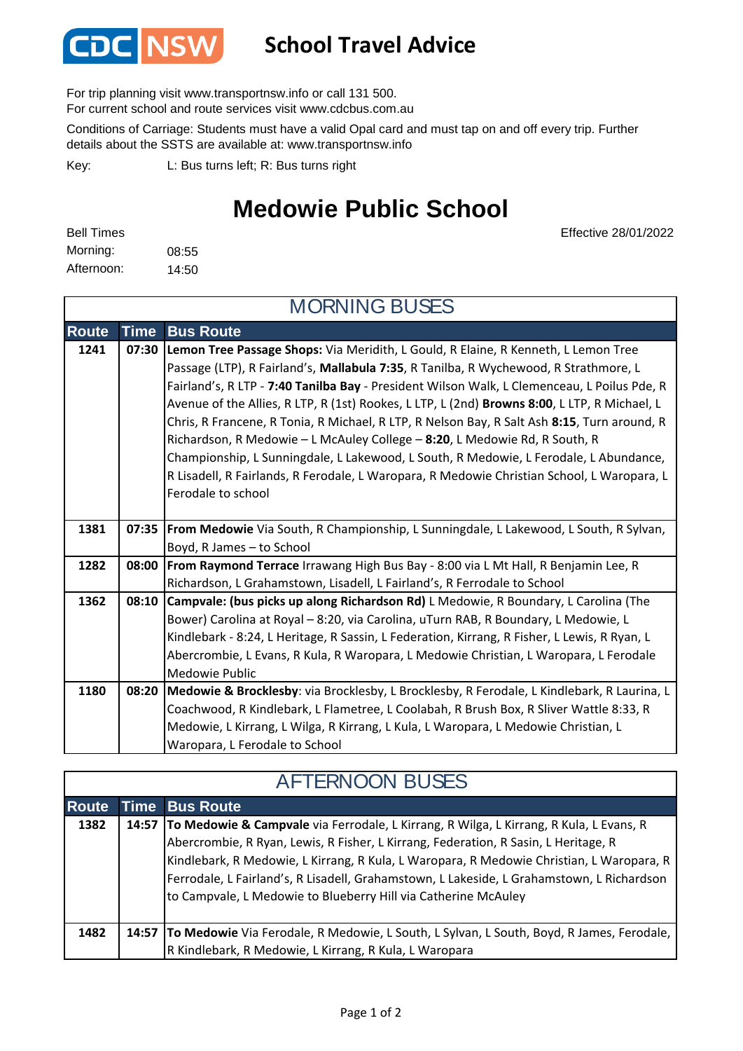CDC NSW

# School Travel Advice

For trip planning visit www.transportnsw.info or call 131 500.
For current school and route services visit www.cdcbus.com.au

Conditions of Carriage: Students must have a valid Opal card and must tap on and off every trip. Further details about the SSTS are available at: www.transportnsw.info

Key: L: Bus turns left; R: Bus turns right

## Medowie Public School

Effective 28/01/2022

Bell Times
Morning: 08:55
Afternoon: 14:50

### MORNING BUSES

| Route | Time | Bus Route |
|---|---|---|
| 1241 | 07:30 | **Lemon Tree Passage Shops:** Via Meridith, L Gould, R Elaine, R Kenneth, L Lemon Tree Passage (LTP), R Fairland's, **Mallabula 7:35**, R Tanilba, R Wychewood, R Strathmore, L Fairland's, R LTP - **7:40 Tanilba Bay** - President Wilson Walk, L Clemenceau, L Poilus Pde, R Avenue of the Allies, R LTP, R (1st) Rookes, L LTP, L (2nd) **Browns 8:00**, L LTP, R Michael, L Chris, R Francene, R Tonia, R Michael, R LTP, R Nelson Bay, R Salt Ash **8:15**, Turn around, R Richardson, R Medowie – L McAuley College – **8:20**, L Medowie Rd, R South, R Championship, L Sunningdale, L Lakewood, L South, R Medowie, L Ferodale, L Abundance, R Lisadell, R Fairlands, R Ferodale, L Waropara, R Medowie Christian School, L Waropara, L Ferodale to school |
| 1381 | 07:35 | **From Medowie** Via South, R Championship, L Sunningdale, L Lakewood, L South, R Sylvan, Boyd, R James – to School |
| 1282 | 08:00 | **From Raymond Terrace** Irrawang High Bus Bay - 8:00 via L Mt Hall, R Benjamin Lee, R Richardson, L Grahamstown, Lisadell, L Fairland's, R Ferrodale to School |
| 1362 | 08:10 | **Campvale: (bus picks up along Richardson Rd)** L Medowie, R Boundary, L Carolina (The Bower) Carolina at Royal – 8:20, via Carolina, uTurn RAB, R Boundary, L Medowie, L Kindlebark - 8:24, L Heritage, R Sassin, L Federation, Kirrang, R Fisher, L Lewis, R Ryan, L Abercrombie, L Evans, R Kula, R Waropara, L Medowie Christian, L Waropara, L Ferodale Medowie Public |
| 1180 | 08:20 | **Medowie & Brocklesby**: via Brocklesby, L Brocklesby, R Ferodale, L Kindlebark, R Laurina, L Coachwood, R Kindlebark, L Flametree, L Coolabah, R Brush Box, R Sliver Wattle 8:33, R Medowie, L Kirrang, L Wilga, R Kirrang, L Kula, L Waropara, L Medowie Christian, L Waropara, L Ferodale to School |

### AFTERNOON BUSES

| Route | Time | Bus Route |
|---|---|---|
| 1382 | 14:57 | **To Medowie & Campvale** via Ferrodale, L Kirrang, R Wilga, L Kirrang, R Kula, L Evans, R Abercrombie, R Ryan, Lewis, R Fisher, L Kirrang, Federation, R Sasin, L Heritage, R Kindlebark, R Medowie, L Kirrang, R Kula, L Waropara, R Medowie Christian, L Waropara, R Ferrodale, L Fairland's, R Lisadell, Grahamstown, L Lakeside, L Grahamstown, L Richardson to Campvale, L Medowie to Blueberry Hill via Catherine McAuley |
| 1482 | 14:57 | **To Medowie** Via Ferodale, R Medowie, L South, L Sylvan, L South, Boyd, R James, Ferodale, R Kindlebark, R Medowie, L Kirrang, R Kula, L Waropara |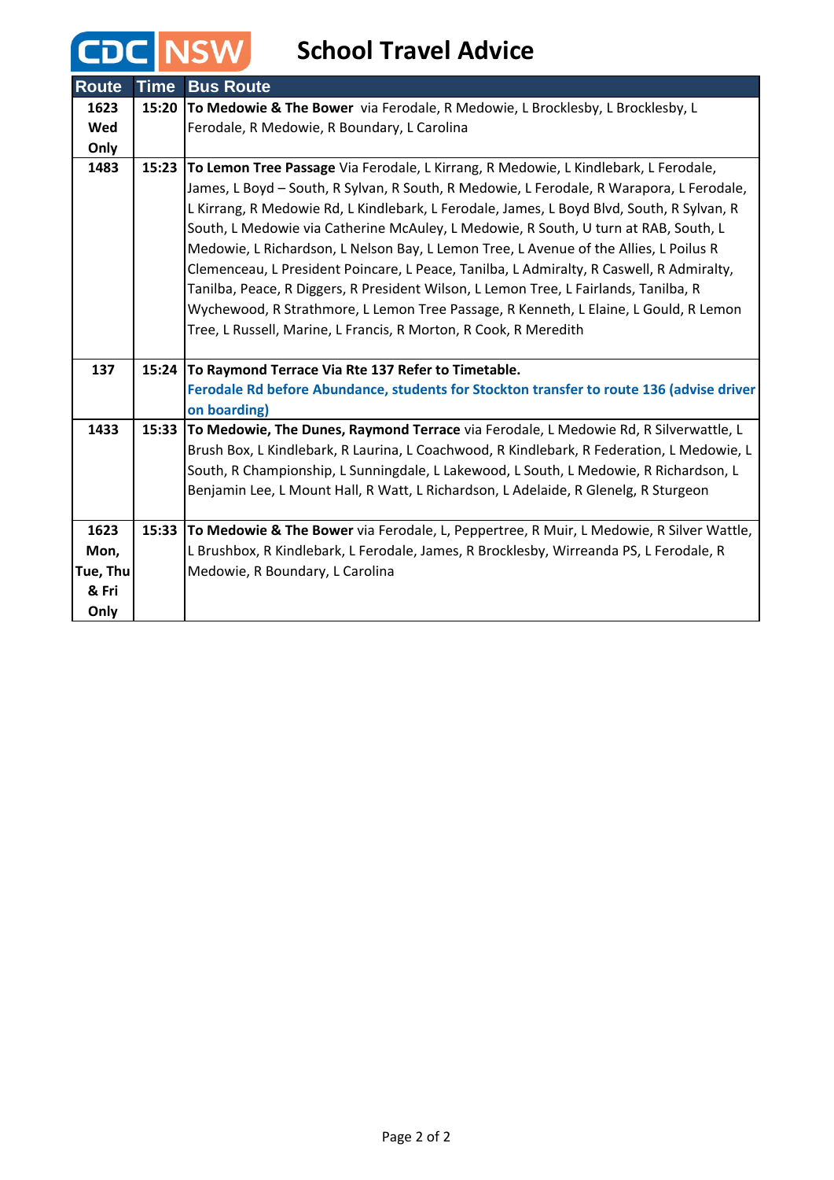CDC NSW

# School Travel Advice

| Route | Time | Bus Route |
|---|---|---|
| **1623 Wed Only** | **15:20** | **To Medowie & The Bower** via Ferodale, R Medowie, L Brocklesby, L Brocklesby, L Ferodale, R Medowie, R Boundary, L Carolina |
| **1483** | **15:23** | **To Lemon Tree Passage** Via Ferodale, L Kirrang, R Medowie, L Kindlebark, L Ferodale, James, L Boyd – South, R Sylvan, R South, R Medowie, L Ferodale, R Warapora, L Ferodale, L Kirrang, R Medowie Rd, L Kindlebark, L Ferodale, James, L Boyd Blvd, South, R Sylvan, R South, L Medowie via Catherine McAuley, L Medowie, R South, U turn at RAB, South, L Medowie, L Richardson, L Nelson Bay, L Lemon Tree, L Avenue of the Allies, L Poilus R Clemenceau, L President Poincare, L Peace, Tanilba, L Admiralty, R Caswell, R Admiralty, Tanilba, Peace, R Diggers, R President Wilson, L Lemon Tree, L Fairlands, Tanilba, R Wychewood, R Strathmore, L Lemon Tree Passage, R Kenneth, L Elaine, L Gould, R Lemon Tree, L Russell, Marine, L Francis, R Morton, R Cook, R Meredith |
| **137** | **15:24** | **To Raymond Terrace Via Rte 137 Refer to Timetable.** **Ferodale Rd before Abundance, students for Stockton transfer to route 136 (advise driver on boarding)** |
| **1433** | **15:33** | **To Medowie, The Dunes, Raymond Terrace** via Ferodale, L Medowie Rd, R Silverwattle, L Brush Box, L Kindlebark, R Laurina, L Coachwood, R Kindlebark, R Federation, L Medowie, L South, R Championship, L Sunningdale, L Lakewood, L South, L Medowie, R Richardson, L Benjamin Lee, L Mount Hall, R Watt, L Richardson, L Adelaide, R Glenelg, R Sturgeon |
| **1623 Mon, Tue, Thu & Fri Only** | **15:33** | **To Medowie & The Bower** via Ferodale, L, Peppertree, R Muir, L Medowie, R Silver Wattle, L Brushbox, R Kindlebark, L Ferodale, James, R Brocklesby, Wirreanda PS, L Ferodale, R Medowie, R Boundary, L Carolina |